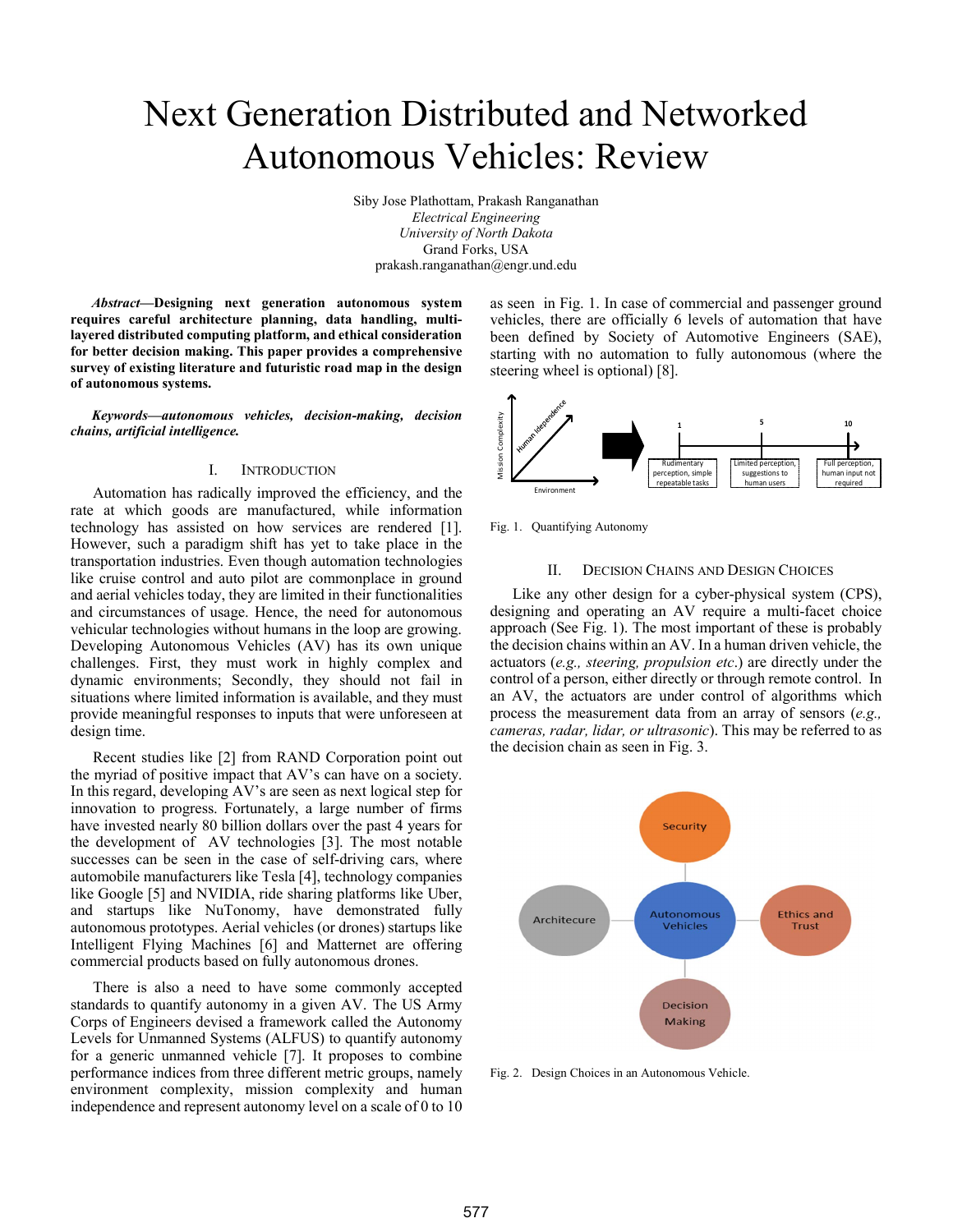# Next Generation Distributed and Networked Autonomous Vehicles: Review

Siby Jose Plathottam, Prakash Ranganathan
*Electrical Engineering*
*University of North Dakota*
Grand Forks, USA
prakash.ranganathan@engr.und.edu

***Abstract*—Designing next generation autonomous system requires careful architecture planning, data handling, multi-layered distributed computing platform, and ethical consideration for better decision making. This paper provides a comprehensive survey of existing literature and futuristic road map in the design of autonomous systems.**

***Keywords—autonomous vehicles, decision-making, decision chains, artificial intelligence.***

## I. Introduction

Automation has radically improved the efficiency, and the rate at which goods are manufactured, while information technology has assisted on how services are rendered [1]. However, such a paradigm shift has yet to take place in the transportation industries. Even though automation technologies like cruise control and auto pilot are commonplace in ground and aerial vehicles today, they are limited in their functionalities and circumstances of usage. Hence, the need for autonomous vehicular technologies without humans in the loop are growing. Developing Autonomous Vehicles (AV) has its own unique challenges. First, they must work in highly complex and dynamic environments; Secondly, they should not fail in situations where limited information is available, and they must provide meaningful responses to inputs that were unforeseen at design time.

Recent studies like [2] from RAND Corporation point out the myriad of positive impact that AV's can have on a society. In this regard, developing AV's are seen as next logical step for innovation to progress. Fortunately, a large number of firms have invested nearly 80 billion dollars over the past 4 years for the development of AV technologies [3]. The most notable successes can be seen in the case of self-driving cars, where automobile manufacturers like Tesla [4], technology companies like Google [5] and NVIDIA, ride sharing platforms like Uber, and startups like NuTonomy, have demonstrated fully autonomous prototypes. Aerial vehicles (or drones) startups like Intelligent Flying Machines [6] and Matternet are offering commercial products based on fully autonomous drones.

There is also a need to have some commonly accepted standards to quantify autonomy in a given AV. The US Army Corps of Engineers devised a framework called the Autonomy Levels for Unmanned Systems (ALFUS) to quantify autonomy for a generic unmanned vehicle [7]. It proposes to combine performance indices from three different metric groups, namely environment complexity, mission complexity and human independence and represent autonomy level on a scale of 0 to 10 as seen in Fig. 1. In case of commercial and passenger ground vehicles, there are officially 6 levels of automation that have been defined by Society of Automotive Engineers (SAE), starting with no automation to fully autonomous (where the steering wheel is optional) [8].

Mission Complexity
Human Idependence
Environment
1
5
10
Rudimentary perception, simple repeatable tasks
Limited perception, suggestions to human users
Full perception, human input not required

Fig. 1. Quantifying Autonomy

## II. Decision Chains and Design Choices

Like any other design for a cyber-physical system (CPS), designing and operating an AV require a multi-facet choice approach (See Fig. 1). The most important of these is probably the decision chains within an AV. In a human driven vehicle, the actuators (*e.g., steering, propulsion etc.*) are directly under the control of a person, either directly or through remote control. In an AV, the actuators are under control of algorithms which process the measurement data from an array of sensors (*e.g., cameras, radar, lidar, or ultrasonic*). This may be referred to as the decision chain as seen in Fig. 3.

Security
Architecure
Autonomous Vehicles
Ethics and Trust
Decision Making

Fig. 2. Design Choices in an Autonomous Vehicle.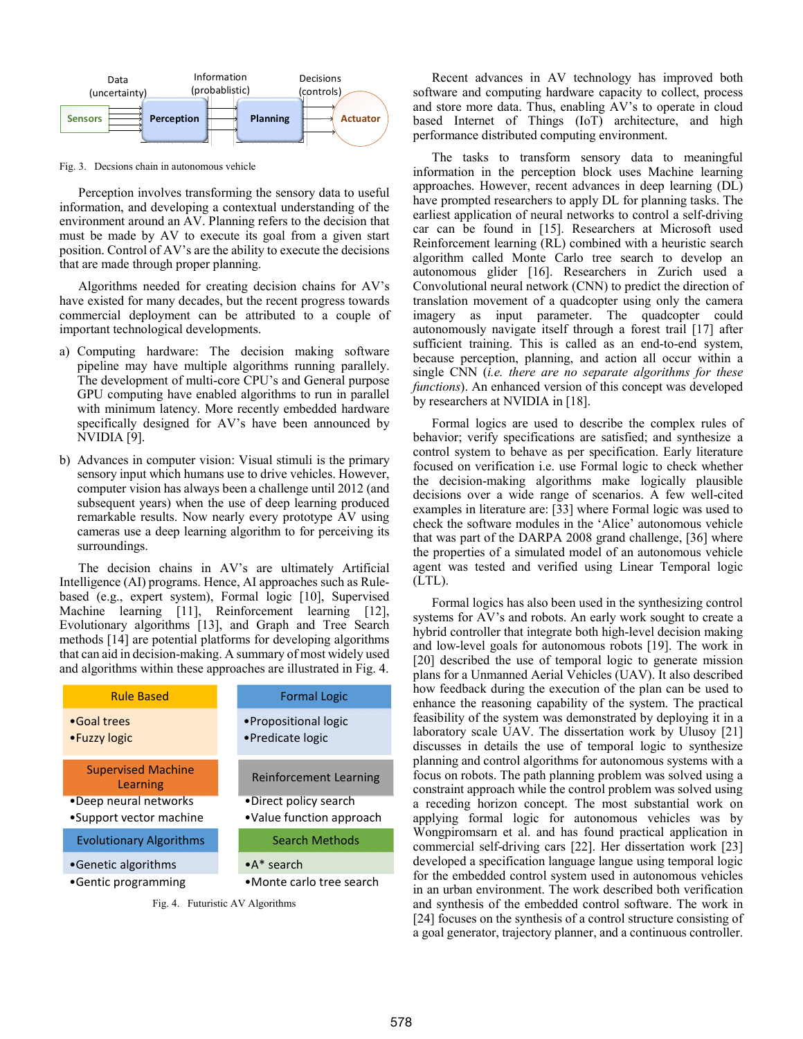Data (uncertainty)

Information (probablistic)

Decisions (controls)

Sensors

Perception

Planning

Actuator

Fig. 3. Decsions chain in autonomous vehicle

Perception involves transforming the sensory data to useful information, and developing a contextual understanding of the environment around an AV. Planning refers to the decision that must be made by AV to execute its goal from a given start position. Control of AV's are the ability to execute the decisions that are made through proper planning.

Algorithms needed for creating decision chains for AV's have existed for many decades, but the recent progress towards commercial deployment can be attributed to a couple of important technological developments.

a) Computing hardware: The decision making software pipeline may have multiple algorithms running parallely. The development of multi-core CPU's and General purpose GPU computing have enabled algorithms to run in parallel with minimum latency. More recently embedded hardware specifically designed for AV's have been announced by NVIDIA [9].

b) Advances in computer vision: Visual stimuli is the primary sensory input which humans use to drive vehicles. However, computer vision has always been a challenge until 2012 (and subsequent years) when the use of deep learning produced remarkable results. Now nearly every prototype AV using cameras use a deep learning algorithm to for perceiving its surroundings.

The decision chains in AV's are ultimately Artificial Intelligence (AI) programs. Hence, AI approaches such as Rule-based (e.g., expert system), Formal logic [10], Supervised Machine learning [11], Reinforcement learning [12], Evolutionary algorithms [13], and Graph and Tree Search methods [14] are potential platforms for developing algorithms that can aid in decision-making. A summary of most widely used and algorithms within these approaches are illustrated in Fig. 4.

Rule Based
- Goal trees
- Fuzzy logic

Formal Logic
- Propositional logic
- Predicate logic

Supervised Machine Learning
- Deep neural networks
- Support vector machine

Reinforcement Learning
- Direct policy search
- Value function approach

Evolutionary Algorithms
- Genetic algorithms
- Gentic programming

Search Methods
- A* search
- Monte carlo tree search

Fig. 4. Futuristic AV Algorithms

Recent advances in AV technology has improved both software and computing hardware capacity to collect, process and store more data. Thus, enabling AV's to operate in cloud based Internet of Things (IoT) architecture, and high performance distributed computing environment.

The tasks to transform sensory data to meaningful information in the perception block uses Machine learning approaches. However, recent advances in deep learning (DL) have prompted researchers to apply DL for planning tasks. The earliest application of neural networks to control a self-driving car can be found in [15]. Researchers at Microsoft used Reinforcement learning (RL) combined with a heuristic search algorithm called Monte Carlo tree search to develop an autonomous glider [16]. Researchers in Zurich used a Convolutional neural network (CNN) to predict the direction of translation movement of a quadcopter using only the camera imagery as input parameter. The quadcopter could autonomously navigate itself through a forest trail [17] after sufficient training. This is called as an end-to-end system, because perception, planning, and action all occur within a single CNN (*i.e. there are no separate algorithms for these functions*). An enhanced version of this concept was developed by researchers at NVIDIA in [18].

Formal logics are used to describe the complex rules of behavior; verify specifications are satisfied; and synthesize a control system to behave as per specification. Early literature focused on verification i.e. use Formal logic to check whether the decision-making algorithms make logically plausible decisions over a wide range of scenarios. A few well-cited examples in literature are: [33] where Formal logic was used to check the software modules in the 'Alice' autonomous vehicle that was part of the DARPA 2008 grand challenge, [36] where the properties of a simulated model of an autonomous vehicle agent was tested and verified using Linear Temporal logic (LTL).

Formal logics has also been used in the synthesizing control systems for AV's and robots. An early work sought to create a hybrid controller that integrate both high-level decision making and low-level goals for autonomous robots [19]. The work in [20] described the use of temporal logic to generate mission plans for a Unmanned Aerial Vehicles (UAV). It also described how feedback during the execution of the plan can be used to enhance the reasoning capability of the system. The practical feasibility of the system was demonstrated by deploying it in a laboratory scale UAV. The dissertation work by Ulusoy [21] discusses in details the use of temporal logic to synthesize planning and control algorithms for autonomous systems with a focus on robots. The path planning problem was solved using a constraint approach while the control problem was solved using a receding horizon concept. The most substantial work on applying formal logic for autonomous vehicles was by Wongpiromsarn et al. and has found practical application in commercial self-driving cars [22]. Her dissertation work [23] developed a specification language langue using temporal logic for the embedded control system used in autonomous vehicles in an urban environment. The work described both verification and synthesis of the embedded control software. The work in [24] focuses on the synthesis of a control structure consisting of a goal generator, trajectory planner, and a continuous controller.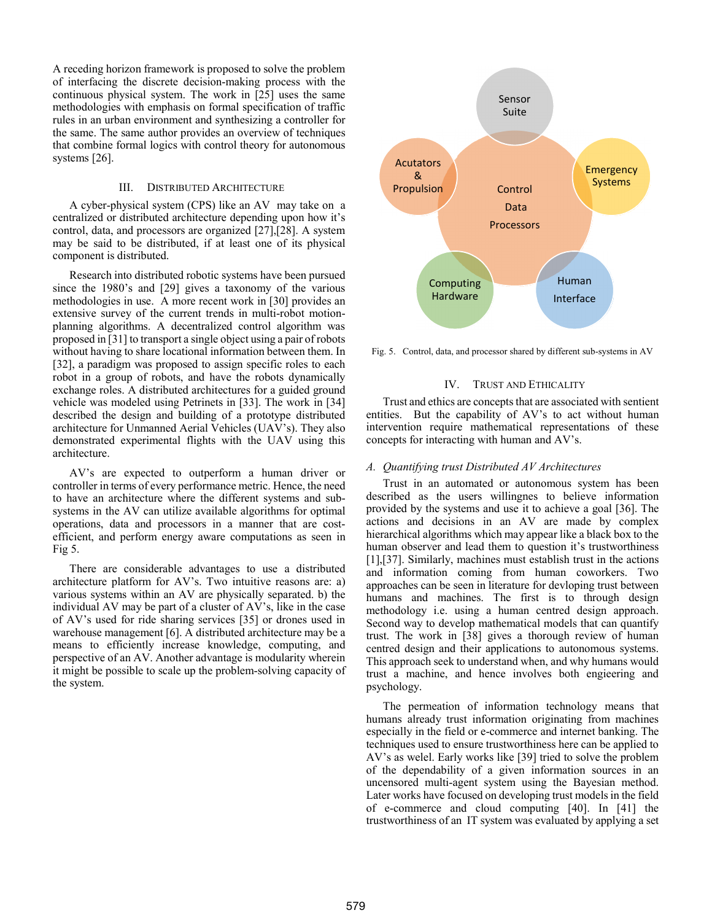A receding horizon framework is proposed to solve the problem of interfacing the discrete decision-making process with the continuous physical system. The work in [25] uses the same methodologies with emphasis on formal specification of traffic rules in an urban environment and synthesizing a controller for the same. The same author provides an overview of techniques that combine formal logics with control theory for autonomous systems [26].

## III. Distributed Architecture

A cyber-physical system (CPS) like an AV may take on a centralized or distributed architecture depending upon how it's control, data, and processors are organized [27],[28]. A system may be said to be distributed, if at least one of its physical component is distributed.

Research into distributed robotic systems have been pursued since the 1980's and [29] gives a taxonomy of the various methodologies in use. A more recent work in [30] provides an extensive survey of the current trends in multi-robot motion-planning algorithms. A decentralized control algorithm was proposed in [31] to transport a single object using a pair of robots without having to share locational information between them. In [32], a paradigm was proposed to assign specific roles to each robot in a group of robots, and have the robots dynamically exchange roles. A distributed architectures for a guided ground vehicle was modeled using Petrinets in [33]. The work in [34] described the design and building of a prototype distributed architecture for Unmanned Aerial Vehicles (UAV's). They also demonstrated experimental flights with the UAV using this architecture.

AV's are expected to outperform a human driver or controller in terms of every performance metric. Hence, the need to have an architecture where the different systems and sub-systems in the AV can utilize available algorithms for optimal operations, data and processors in a manner that are cost-efficient, and perform energy aware computations as seen in Fig 5.

There are considerable advantages to use a distributed architecture platform for AV's. Two intuitive reasons are: a) various systems within an AV are physically separated. b) the individual AV may be part of a cluster of AV's, like in the case of AV's used for ride sharing services [35] or drones used in warehouse management [6]. A distributed architecture may be a means to efficiently increase knowledge, computing, and perspective of an AV. Another advantage is modularity wherein it might be possible to scale up the problem-solving capacity of the system.

Sensor Suite
Acutators & Propulsion
Emergency Systems
Control
Data
Processors
Computing Hardware
Human Interface

Fig. 5. Control, data, and processor shared by different sub-systems in AV

## IV. Trust and Ethicality

Trust and ethics are concepts that are associated with sentient entities. But the capability of AV's to act without human intervention require mathematical representations of these concepts for interacting with human and AV's.

### A. *Quantifying trust Distributed AV Architectures*

Trust in an automated or autonomous system has been described as the users willingnes to believe information provided by the systems and use it to achieve a goal [36]. The actions and decisions in an AV are made by complex hierarchical algorithms which may appear like a black box to the human observer and lead them to question it's trustworthiness [1],[37]. Similarly, machines must establish trust in the actions and information coming from human coworkers. Two approaches can be seen in literature for devloping trust between humans and machines. The first is to through design methodology i.e. using a human centred design approach. Second way to develop mathematical models that can quantify trust. The work in [38] gives a thorough review of human centred design and their applications to autonomous systems. This approach seek to understand when, and why humans would trust a machine, and hence involves both engieering and psychology.

The permeation of information technology means that humans already trust information originating from machines especially in the field or e-commerce and internet banking. The techniques used to ensure trustworthiness here can be applied to AV's as welel. Early works like [39] tried to solve the problem of the dependability of a given information sources in an uncensored multi-agent system using the Bayesian method. Later works have focused on developing trust models in the field of e-commerce and cloud computing [40]. In [41] the trustworthiness of an IT system was evaluated by applying a set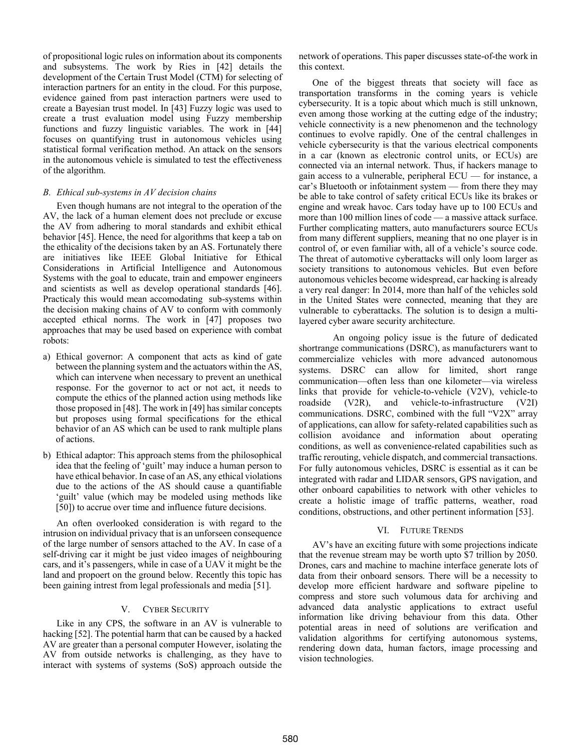of propositional logic rules on information about its components and subsystems. The work by Ries in [42] details the development of the Certain Trust Model (CTM) for selecting of interaction partners for an entity in the cloud. For this purpose, evidence gained from past interaction partners were used to create a Bayesian trust model. In [43] Fuzzy logic was used to create a trust evaluation model using Fuzzy membership functions and fuzzy linguistic variables. The work in [44] focuses on quantifying trust in autonomous vehicles using statistical formal verification method. An attack on the sensors in the autonomous vehicle is simulated to test the effectiveness of the algorithm.

### *B. Ethical sub-systems in AV decision chains*

Even though humans are not integral to the operation of the AV, the lack of a human element does not preclude or excuse the AV from adhering to moral standards and exhibit ethical behavior [45]. Hence, the need for algorithms that keep a tab on the ethicality of the decisions taken by an AS. Fortunately there are initiatives like IEEE Global Initiative for Ethical Considerations in Artificial Intelligence and Autonomous Systems with the goal to educate, train and empower engineers and scientists as well as develop operational standards [46]. Practicaly this would mean accomodating sub-systems within the decision making chains of AV to conform with commonly accepted ethical norms. The work in [47] proposes two approaches that may be used based on experience with combat robots:

a) Ethical governor: A component that acts as kind of gate between the planning system and the actuators within the AS, which can intervene when necessary to prevent an unethical response. For the governor to act or not act, it needs to compute the ethics of the planned action using methods like those proposed in [48]. The work in [49] has similar concepts but proposes using formal specifications for the ethical behavior of an AS which can be used to rank multiple plans of actions.

b) Ethical adaptor: This approach stems from the philosophical idea that the feeling of 'guilt' may induce a human person to have ethical behavior. In case of an AS, any ethical violations due to the actions of the AS should cause a quantifiable 'guilt' value (which may be modeled using methods like [50]) to accrue over time and influence future decisions.

An often overlooked consideration is with regard to the intrusion on individual privacy that is an unforseen consequence of the large number of sensors attached to the AV. In case of a self-driving car it might be just video images of neighbouring cars, and it's passengers, while in case of a UAV it might be the land and propoert on the ground below. Recently this topic has been gaining intrest from legal professionals and media [51].

## V. Cyber Security

Like in any CPS, the software in an AV is vulnerable to hacking [52]. The potential harm that can be caused by a hacked AV are greater than a personal computer However, isolating the AV from outside networks is challenging, as they have to interact with systems of systems (SoS) approach outside the network of operations. This paper discusses state-of-the work in this context.

One of the biggest threats that society will face as transportation transforms in the coming years is vehicle cybersecurity. It is a topic about which much is still unknown, even among those working at the cutting edge of the industry; vehicle connectivity is a new phenomenon and the technology continues to evolve rapidly. One of the central challenges in vehicle cybersecurity is that the various electrical components in a car (known as electronic control units, or ECUs) are connected via an internal network. Thus, if hackers manage to gain access to a vulnerable, peripheral ECU — for instance, a car's Bluetooth or infotainment system — from there they may be able to take control of safety critical ECUs like its brakes or engine and wreak havoc. Cars today have up to 100 ECUs and more than 100 million lines of code — a massive attack surface. Further complicating matters, auto manufacturers source ECUs from many different suppliers, meaning that no one player is in control of, or even familiar with, all of a vehicle's source code. The threat of automotive cyberattacks will only loom larger as society transitions to autonomous vehicles. But even before autonomous vehicles become widespread, car hacking is already a very real danger: In 2014, more than half of the vehicles sold in the United States were connected, meaning that they are vulnerable to cyberattacks. The solution is to design a multi-layered cyber aware security architecture.

An ongoing policy issue is the future of dedicated shortrange communications (DSRC), as manufacturers want to commercialize vehicles with more advanced autonomous systems. DSRC can allow for limited, short range communication—often less than one kilometer—via wireless links that provide for vehicle-to-vehicle (V2V), vehicle-to roadside (V2R), and vehicle-to-infrastructure (V2I) communications. DSRC, combined with the full "V2X" array of applications, can allow for safety-related capabilities such as collision avoidance and information about operating conditions, as well as convenience-related capabilities such as traffic rerouting, vehicle dispatch, and commercial transactions. For fully autonomous vehicles, DSRC is essential as it can be integrated with radar and LIDAR sensors, GPS navigation, and other onboard capabilities to network with other vehicles to create a holistic image of traffic patterns, weather, road conditions, obstructions, and other pertinent information [53].

## VI. Future Trends

AV's have an exciting future with some projections indicate that the revenue stream may be worth upto $7 trillion by 2050. Drones, cars and machine to machine interface generate lots of data from their onboard sensors. There will be a necessity to develop more efficient hardware and software pipeline to compress and store such volumous data for archiving and advanced data analystic applications to extract useful information like driving behaviour from this data. Other potential areas in need of solutions are verification and validation algorithms for certifying autonomous systems, rendering down data, human factors, image processing and vision technologies.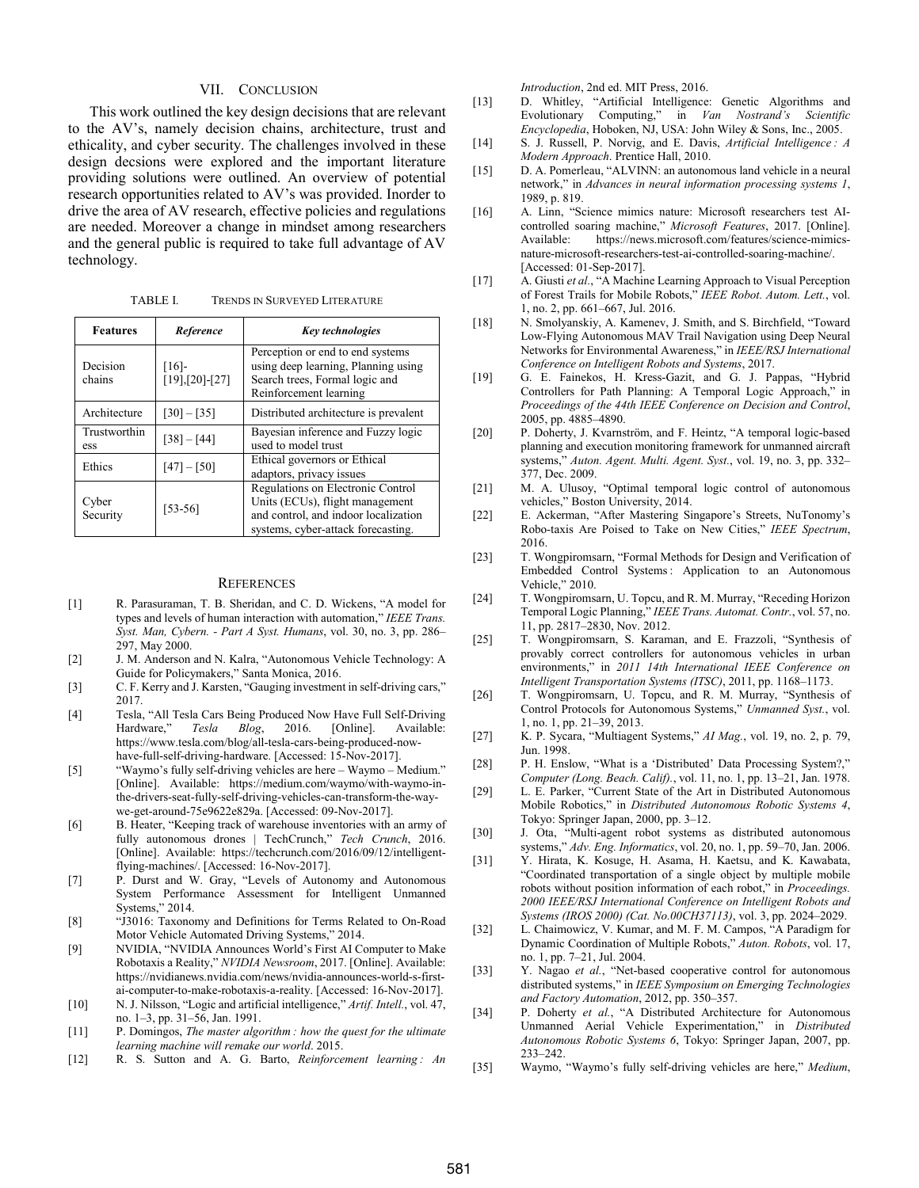## VII. Conclusion

This work outlined the key design decisions that are relevant to the AV's, namely decision chains, architecture, trust and ethicality, and cyber security. The challenges involved in these design decsions were explored and the important literature providing solutions were outlined. An overview of potential research opportunities related to AV's was provided. Inorder to drive the area of AV research, effective policies and regulations are needed. Moreover a change in mindset among researchers and the general public is required to take full advantage of AV technology.

TABLE I. Trends in Surveyed Literature

| **Features** | ***Reference*** | ***Key technologies*** |
|---|---|---|
| Decision chains | [16]-[19],[20]-[27] | Perception or end to end systems using deep learning, Planning using Search trees, Formal logic and Reinforcement learning |
| Architecture | [30] – [35] | Distributed architecture is prevalent |
| Trustworthiness | [38] – [44] | Bayesian inference and Fuzzy logic used to model trust |
| Ethics | [47] – [50] | Ethical governors or Ethical adaptors, privacy issues |
| Cyber Security | [53-56] | Regulations on Electronic Control Units (ECUs), flight management and control, and indoor localization systems, cyber-attack forecasting. |

## References

[1] R. Parasuraman, T. B. Sheridan, and C. D. Wickens, "A model for types and levels of human interaction with automation," *IEEE Trans. Syst. Man, Cybern. - Part A Syst. Humans*, vol. 30, no. 3, pp. 286–297, May 2000.

[2] J. M. Anderson and N. Kalra, "Autonomous Vehicle Technology: A Guide for Policymakers," Santa Monica, 2016.

[3] C. F. Kerry and J. Karsten, "Gauging investment in self-driving cars," 2017.

[4] Tesla, "All Tesla Cars Being Produced Now Have Full Self-Driving Hardware," *Tesla Blog*, 2016. [Online]. Available: https://www.tesla.com/blog/all-tesla-cars-being-produced-now-have-full-self-driving-hardware. [Accessed: 15-Nov-2017].

[5] "Waymo's fully self-driving vehicles are here – Waymo – Medium." [Online]. Available: https://medium.com/waymo/with-waymo-in-the-drivers-seat-fully-self-driving-vehicles-can-transform-the-way-we-get-around-75e9622e829a. [Accessed: 09-Nov-2017].

[6] B. Heater, "Keeping track of warehouse inventories with an army of fully autonomous drones | TechCrunch," *Tech Crunch*, 2016. [Online]. Available: https://techcrunch.com/2016/09/12/intelligent-flying-machines/. [Accessed: 16-Nov-2017].

[7] P. Durst and W. Gray, "Levels of Autonomy and Autonomous System Performance Assessment for Intelligent Unmanned Systems," 2014.

[8] "J3016: Taxonomy and Definitions for Terms Related to On-Road Motor Vehicle Automated Driving Systems," 2014.

[9] NVIDIA, "NVIDIA Announces World's First AI Computer to Make Robotaxis a Reality," *NVIDIA Newsroom*, 2017. [Online]. Available: https://nvidianews.nvidia.com/news/nvidia-announces-world-s-first-ai-computer-to-make-robotaxis-a-reality. [Accessed: 16-Nov-2017].

[10] N. J. Nilsson, "Logic and artificial intelligence," *Artif. Intell.*, vol. 47, no. 1–3, pp. 31–56, Jan. 1991.

[11] P. Domingos, *The master algorithm : how the quest for the ultimate learning machine will remake our world*. 2015.

[12] R. S. Sutton and A. G. Barto, *Reinforcement learning : An Introduction*, 2nd ed. MIT Press, 2016.

[13] D. Whitley, "Artificial Intelligence: Genetic Algorithms and Evolutionary Computing," in *Van Nostrand's Scientific Encyclopedia*, Hoboken, NJ, USA: John Wiley & Sons, Inc., 2005.

[14] S. J. Russell, P. Norvig, and E. Davis, *Artificial Intelligence : A Modern Approach*. Prentice Hall, 2010.

[15] D. A. Pomerleau, "ALVINN: an autonomous land vehicle in a neural network," in *Advances in neural information processing systems 1*, 1989, p. 819.

[16] A. Linn, "Science mimics nature: Microsoft researchers test AI-controlled soaring machine," *Microsoft Features*, 2017. [Online]. Available: https://news.microsoft.com/features/science-mimics-nature-microsoft-researchers-test-ai-controlled-soaring-machine/. [Accessed: 01-Sep-2017].

[17] A. Giusti *et al.*, "A Machine Learning Approach to Visual Perception of Forest Trails for Mobile Robots," *IEEE Robot. Autom. Lett.*, vol. 1, no. 2, pp. 661–667, Jul. 2016.

[18] N. Smolyanskiy, A. Kamenev, J. Smith, and S. Birchfield, "Toward Low-Flying Autonomous MAV Trail Navigation using Deep Neural Networks for Environmental Awareness," in *IEEE/RSJ International Conference on Intelligent Robots and Systems*, 2017.

[19] G. E. Fainekos, H. Kress-Gazit, and G. J. Pappas, "Hybrid Controllers for Path Planning: A Temporal Logic Approach," in *Proceedings of the 44th IEEE Conference on Decision and Control*, 2005, pp. 4885–4890.

[20] P. Doherty, J. Kvarnström, and F. Heintz, "A temporal logic-based planning and execution monitoring framework for unmanned aircraft systems," *Auton. Agent. Multi. Agent. Syst.*, vol. 19, no. 3, pp. 332–377, Dec. 2009.

[21] M. A. Ulusoy, "Optimal temporal logic control of autonomous vehicles," Boston University, 2014.

[22] E. Ackerman, "After Mastering Singapore's Streets, NuTonomy's Robo-taxis Are Poised to Take on New Cities," *IEEE Spectrum*, 2016.

[23] T. Wongpiromsarn, "Formal Methods for Design and Verification of Embedded Control Systems : Application to an Autonomous Vehicle," 2010.

[24] T. Wongpiromsarn, U. Topcu, and R. M. Murray, "Receding Horizon Temporal Logic Planning," *IEEE Trans. Automat. Contr.*, vol. 57, no. 11, pp. 2817–2830, Nov. 2012.

[25] T. Wongpiromsarn, S. Karaman, and E. Frazzoli, "Synthesis of provably correct controllers for autonomous vehicles in urban environments," in *2011 14th International IEEE Conference on Intelligent Transportation Systems (ITSC)*, 2011, pp. 1168–1173.

[26] T. Wongpiromsarn, U. Topcu, and R. M. Murray, "Synthesis of Control Protocols for Autonomous Systems," *Unmanned Syst.*, vol. 1, no. 1, pp. 21–39, 2013.

[27] K. P. Sycara, "Multiagent Systems," *AI Mag.*, vol. 19, no. 2, p. 79, Jun. 1998.

[28] P. H. Enslow, "What is a 'Distributed' Data Processing System?," *Computer (Long. Beach. Calif).*, vol. 11, no. 1, pp. 13–21, Jan. 1978.

[29] L. E. Parker, "Current State of the Art in Distributed Autonomous Mobile Robotics," in *Distributed Autonomous Robotic Systems 4*, Tokyo: Springer Japan, 2000, pp. 3–12.

[30] J. Ota, "Multi-agent robot systems as distributed autonomous systems," *Adv. Eng. Informatics*, vol. 20, no. 1, pp. 59–70, Jan. 2006.

[31] Y. Hirata, K. Kosuge, H. Asama, H. Kaetsu, and K. Kawabata, "Coordinated transportation of a single object by multiple mobile robots without position information of each robot," in *Proceedings. 2000 IEEE/RSJ International Conference on Intelligent Robots and Systems (IROS 2000) (Cat. No.00CH37113)*, vol. 3, pp. 2024–2029.

[32] L. Chaimowicz, V. Kumar, and M. F. M. Campos, "A Paradigm for Dynamic Coordination of Multiple Robots," *Auton. Robots*, vol. 17, no. 1, pp. 7–21, Jul. 2004.

[33] Y. Nagao *et al.*, "Net-based cooperative control for autonomous distributed systems," in *IEEE Symposium on Emerging Technologies and Factory Automation*, 2012, pp. 350–357.

[34] P. Doherty *et al.*, "A Distributed Architecture for Autonomous Unmanned Aerial Vehicle Experimentation," in *Distributed Autonomous Robotic Systems 6*, Tokyo: Springer Japan, 2007, pp. 233–242.

[35] Waymo, "Waymo's fully self-driving vehicles are here," *Medium*,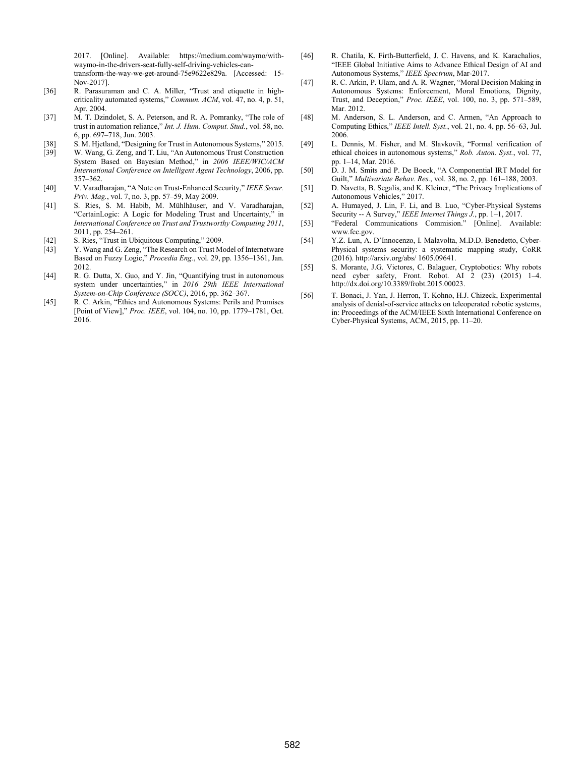2017. [Online]. Available: https://medium.com/waymo/with-waymo-in-the-drivers-seat-fully-self-driving-vehicles-can-transform-the-way-we-get-around-75e9622e829a. [Accessed: 15-Nov-2017].

[36] R. Parasuraman and C. A. Miller, "Trust and etiquette in high-criticality automated systems," *Commun. ACM*, vol. 47, no. 4, p. 51, Apr. 2004.

[37] M. T. Dzindolet, S. A. Peterson, and R. A. Pomranky, "The role of trust in automation reliance," *Int. J. Hum. Comput. Stud.*, vol. 58, no. 6, pp. 697–718, Jun. 2003.

[38] S. M. Hjetland, "Designing for Trust in Autonomous Systems," 2015.

[39] W. Wang, G. Zeng, and T. Liu, "An Autonomous Trust Construction System Based on Bayesian Method," in *2006 IEEE/WIC/ACM International Conference on Intelligent Agent Technology*, 2006, pp. 357–362.

[40] V. Varadharajan, "A Note on Trust-Enhanced Security," *IEEE Secur. Priv. Mag.*, vol. 7, no. 3, pp. 57–59, May 2009.

[41] S. Ries, S. M. Habib, M. Mühlhäuser, and V. Varadharajan, "CertainLogic: A Logic for Modeling Trust and Uncertainty," in *International Conference on Trust and Trustworthy Computing 2011*, 2011, pp. 254–261.

[42] S. Ries, "Trust in Ubiquitous Computing," 2009.

[43] Y. Wang and G. Zeng, "The Research on Trust Model of Internetware Based on Fuzzy Logic," *Procedia Eng.*, vol. 29, pp. 1356–1361, Jan. 2012.

[44] R. G. Dutta, X. Guo, and Y. Jin, "Quantifying trust in autonomous system under uncertainties," in *2016 29th IEEE International System-on-Chip Conference (SOCC)*, 2016, pp. 362–367.

[45] R. C. Arkin, "Ethics and Autonomous Systems: Perils and Promises [Point of View]," *Proc. IEEE*, vol. 104, no. 10, pp. 1779–1781, Oct. 2016.

[46] R. Chatila, K. Firth-Butterfield, J. C. Havens, and K. Karachalios, "IEEE Global Initiative Aims to Advance Ethical Design of AI and Autonomous Systems," *IEEE Spectrum*, Mar-2017.

[47] R. C. Arkin, P. Ulam, and A. R. Wagner, "Moral Decision Making in Autonomous Systems: Enforcement, Moral Emotions, Dignity, Trust, and Deception," *Proc. IEEE*, vol. 100, no. 3, pp. 571–589, Mar. 2012.

[48] M. Anderson, S. L. Anderson, and C. Armen, "An Approach to Computing Ethics," *IEEE Intell. Syst.*, vol. 21, no. 4, pp. 56–63, Jul. 2006.

[49] L. Dennis, M. Fisher, and M. Slavkovik, "Formal verification of ethical choices in autonomous systems," *Rob. Auton. Syst.*, vol. 77, pp. 1–14, Mar. 2016.

[50] D. J. M. Smits and P. De Boeck, "A Componential IRT Model for Guilt," *Multivariate Behav. Res.*, vol. 38, no. 2, pp. 161–188, 2003.

[51] D. Navetta, B. Segalis, and K. Kleiner, "The Privacy Implications of Autonomous Vehicles," 2017.

[52] A. Humayed, J. Lin, F. Li, and B. Luo, "Cyber-Physical Systems Security -- A Survey," *IEEE Internet Things J.*, pp. 1–1, 2017.

[53] "Federal Communications Commision." [Online]. Available: www.fcc.gov.

[54] Y.Z. Lun, A. D'Innocenzo, I. Malavolta, M.D.D. Benedetto, Cyber-Physical systems security: a systematic mapping study, CoRR (2016). http://arxiv.org/abs/ 1605.09641.

[55] S. Morante, J.G. Victores, C. Balaguer, Cryptobotics: Why robots need cyber safety, Front. Robot. AI 2 (23) (2015) 1–4. http://dx.doi.org/10.3389/frobt.2015.00023.

[56] T. Bonaci, J. Yan, J. Herron, T. Kohno, H.J. Chizeck, Experimental analysis of denial-of-service attacks on teleoperated robotic systems, in: Proceedings of the ACM/IEEE Sixth International Conference on Cyber-Physical Systems, ACM, 2015, pp. 11–20.